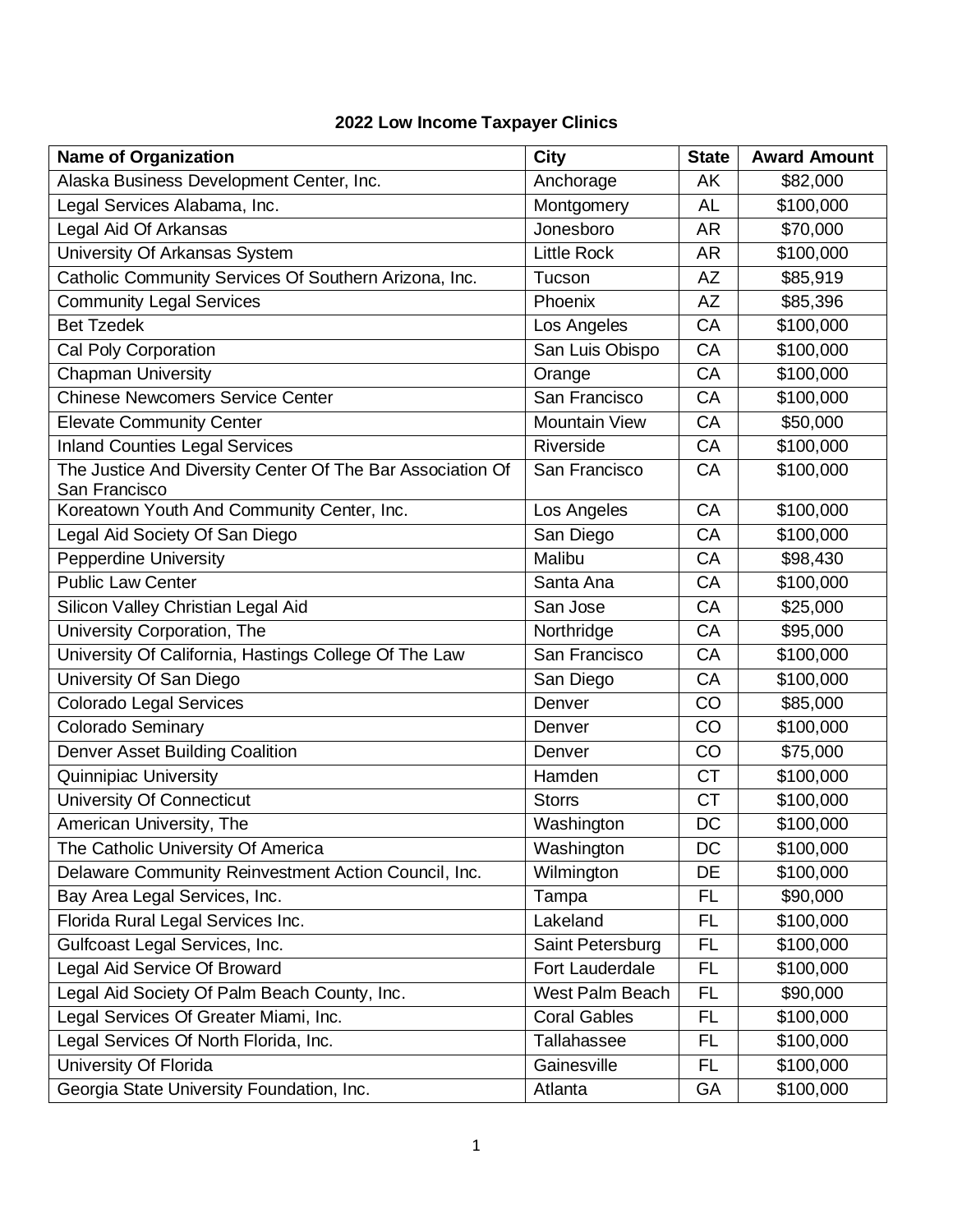# 2022 Low Income Taxpayer Clinics

| Name of Organization | City | State | Award Amount |
|---|---|---|---|
| Alaska Business Development Center, Inc. | Anchorage | AK | $82,000 |
| Legal Services Alabama, Inc. | Montgomery | AL | $100,000 |
| Legal Aid Of Arkansas | Jonesboro | AR | $70,000 |
| University Of Arkansas System | Little Rock | AR | $100,000 |
| Catholic Community Services Of Southern Arizona, Inc. | Tucson | AZ | $85,919 |
| Community Legal Services | Phoenix | AZ | $85,396 |
| Bet Tzedek | Los Angeles | CA | $100,000 |
| Cal Poly Corporation | San Luis Obispo | CA | $100,000 |
| Chapman University | Orange | CA | $100,000 |
| Chinese Newcomers Service Center | San Francisco | CA | $100,000 |
| Elevate Community Center | Mountain View | CA | $50,000 |
| Inland Counties Legal Services | Riverside | CA | $100,000 |
| The Justice And Diversity Center Of The Bar Association Of San Francisco | San Francisco | CA | $100,000 |
| Koreatown Youth And Community Center, Inc. | Los Angeles | CA | $100,000 |
| Legal Aid Society Of San Diego | San Diego | CA | $100,000 |
| Pepperdine University | Malibu | CA | $98,430 |
| Public Law Center | Santa Ana | CA | $100,000 |
| Silicon Valley Christian Legal Aid | San Jose | CA | $25,000 |
| University Corporation, The | Northridge | CA | $95,000 |
| University Of California, Hastings College Of The Law | San Francisco | CA | $100,000 |
| University Of San Diego | San Diego | CA | $100,000 |
| Colorado Legal Services | Denver | CO | $85,000 |
| Colorado Seminary | Denver | CO | $100,000 |
| Denver Asset Building Coalition | Denver | CO | $75,000 |
| Quinnipiac University | Hamden | CT | $100,000 |
| University Of Connecticut | Storrs | CT | $100,000 |
| American University, The | Washington | DC | $100,000 |
| The Catholic University Of America | Washington | DC | $100,000 |
| Delaware Community Reinvestment Action Council, Inc. | Wilmington | DE | $100,000 |
| Bay Area Legal Services, Inc. | Tampa | FL | $90,000 |
| Florida Rural Legal Services Inc. | Lakeland | FL | $100,000 |
| Gulfcoast Legal Services, Inc. | Saint Petersburg | FL | $100,000 |
| Legal Aid Service Of Broward | Fort Lauderdale | FL | $100,000 |
| Legal Aid Society Of Palm Beach County, Inc. | West Palm Beach | FL | $90,000 |
| Legal Services Of Greater Miami, Inc. | Coral Gables | FL | $100,000 |
| Legal Services Of North Florida, Inc. | Tallahassee | FL | $100,000 |
| University Of Florida | Gainesville | FL | $100,000 |
| Georgia State University Foundation, Inc. | Atlanta | GA | $100,000 |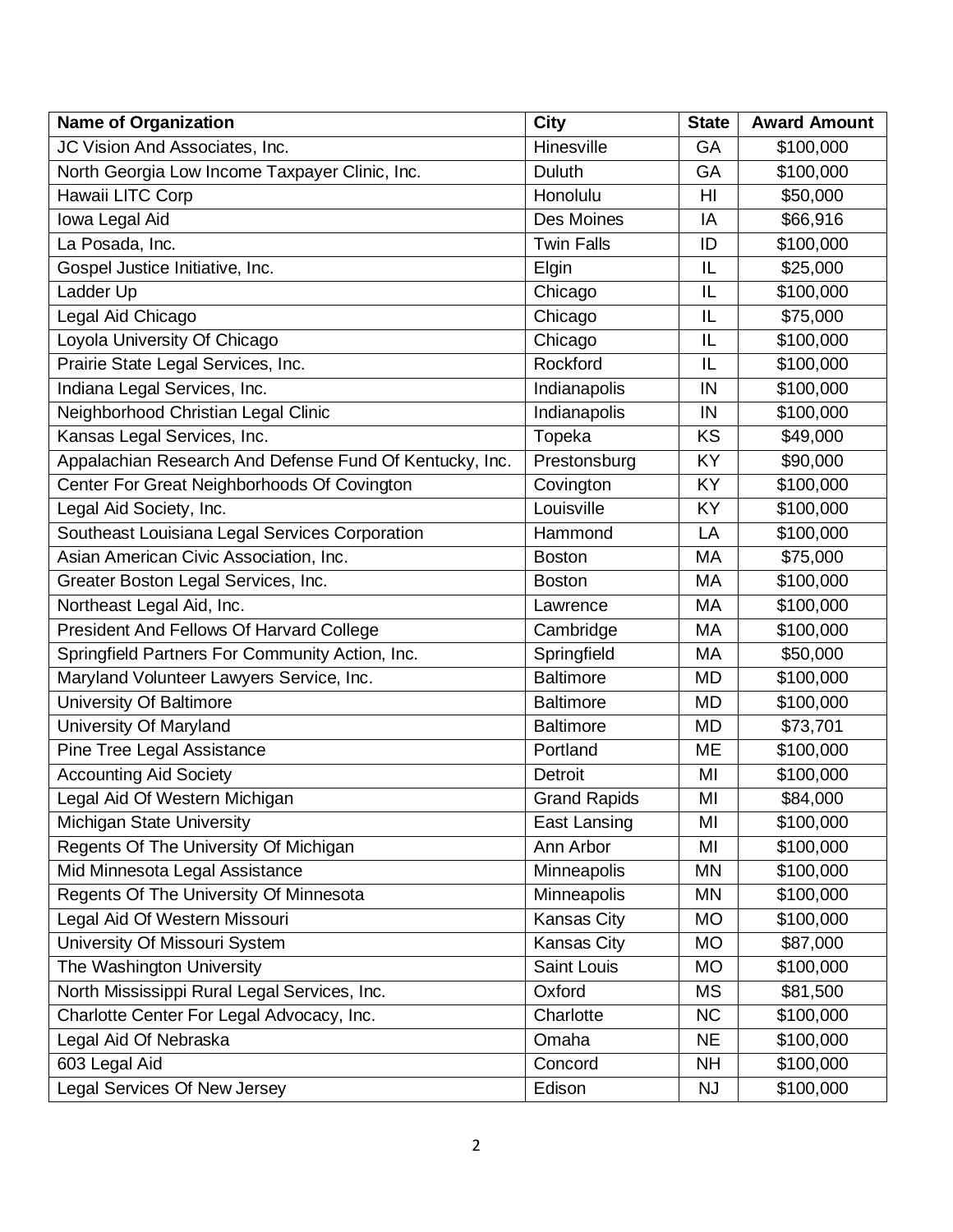| Name of Organization | City | State | Award Amount |
| --- | --- | --- | --- |
| JC Vision And Associates, Inc. | Hinesville | GA | $100,000 |
| North Georgia Low Income Taxpayer Clinic, Inc. | Duluth | GA | $100,000 |
| Hawaii LITC Corp | Honolulu | HI | $50,000 |
| Iowa Legal Aid | Des Moines | IA | $66,916 |
| La Posada, Inc. | Twin Falls | ID | $100,000 |
| Gospel Justice Initiative, Inc. | Elgin | IL | $25,000 |
| Ladder Up | Chicago | IL | $100,000 |
| Legal Aid Chicago | Chicago | IL | $75,000 |
| Loyola University Of Chicago | Chicago | IL | $100,000 |
| Prairie State Legal Services, Inc. | Rockford | IL | $100,000 |
| Indiana Legal Services, Inc. | Indianapolis | IN | $100,000 |
| Neighborhood Christian Legal Clinic | Indianapolis | IN | $100,000 |
| Kansas Legal Services, Inc. | Topeka | KS | $49,000 |
| Appalachian Research And Defense Fund Of Kentucky, Inc. | Prestonsburg | KY | $90,000 |
| Center For Great Neighborhoods Of Covington | Covington | KY | $100,000 |
| Legal Aid Society, Inc. | Louisville | KY | $100,000 |
| Southeast Louisiana Legal Services Corporation | Hammond | LA | $100,000 |
| Asian American Civic Association, Inc. | Boston | MA | $75,000 |
| Greater Boston Legal Services, Inc. | Boston | MA | $100,000 |
| Northeast Legal Aid, Inc. | Lawrence | MA | $100,000 |
| President And Fellows Of Harvard College | Cambridge | MA | $100,000 |
| Springfield Partners For Community Action, Inc. | Springfield | MA | $50,000 |
| Maryland Volunteer Lawyers Service, Inc. | Baltimore | MD | $100,000 |
| University Of Baltimore | Baltimore | MD | $100,000 |
| University Of Maryland | Baltimore | MD | $73,701 |
| Pine Tree Legal Assistance | Portland | ME | $100,000 |
| Accounting Aid Society | Detroit | MI | $100,000 |
| Legal Aid Of Western Michigan | Grand Rapids | MI | $84,000 |
| Michigan State University | East Lansing | MI | $100,000 |
| Regents Of The University Of Michigan | Ann Arbor | MI | $100,000 |
| Mid Minnesota Legal Assistance | Minneapolis | MN | $100,000 |
| Regents Of The University Of Minnesota | Minneapolis | MN | $100,000 |
| Legal Aid Of Western Missouri | Kansas City | MO | $100,000 |
| University Of Missouri System | Kansas City | MO | $87,000 |
| The Washington University | Saint Louis | MO | $100,000 |
| North Mississippi Rural Legal Services, Inc. | Oxford | MS | $81,500 |
| Charlotte Center For Legal Advocacy, Inc. | Charlotte | NC | $100,000 |
| Legal Aid Of Nebraska | Omaha | NE | $100,000 |
| 603 Legal Aid | Concord | NH | $100,000 |
| Legal Services Of New Jersey | Edison | NJ | $100,000 |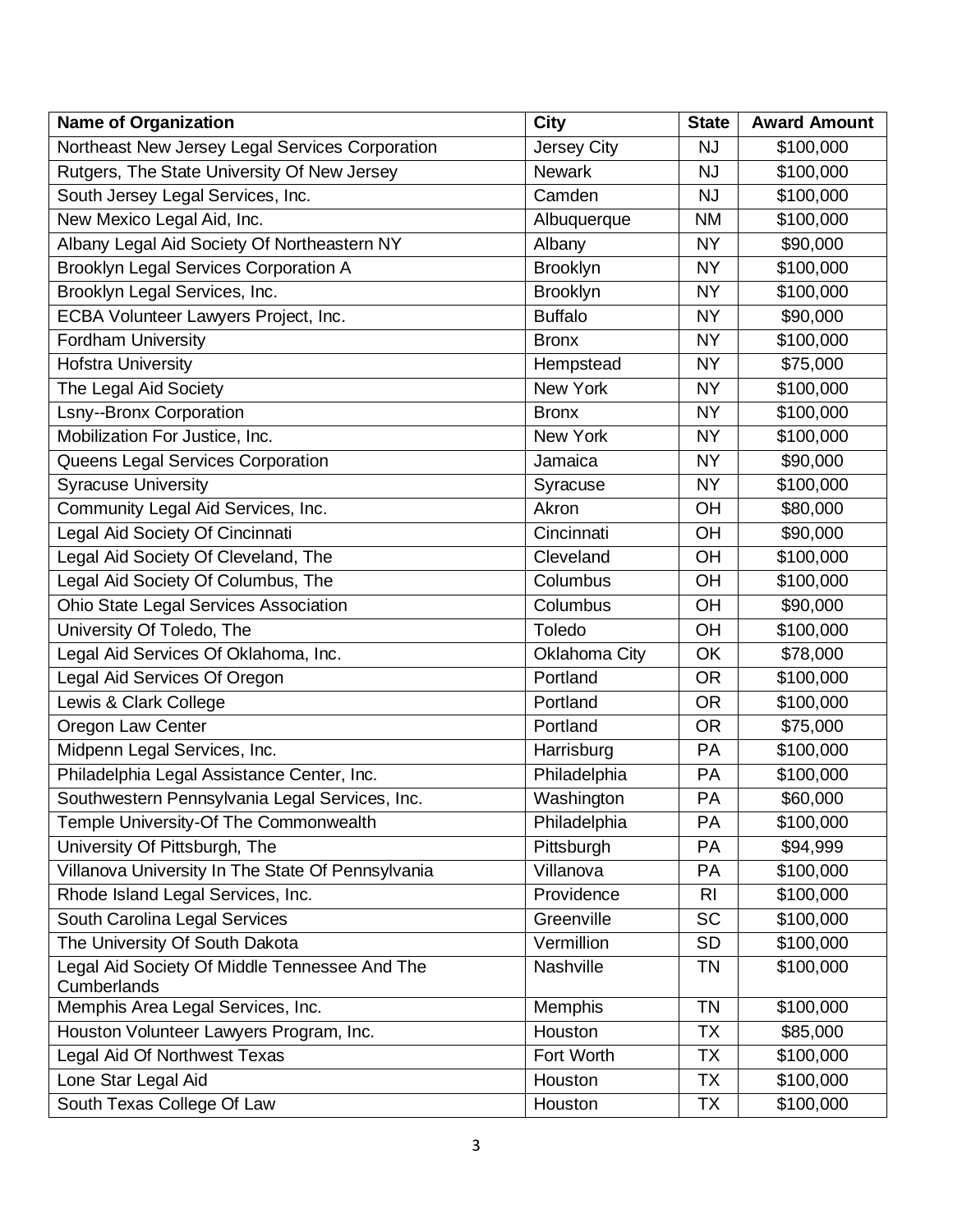| Name of Organization | City | State | Award Amount |
|---|---|---|---|
| Northeast New Jersey Legal Services Corporation | Jersey City | NJ | $100,000 |
| Rutgers, The State University Of New Jersey | Newark | NJ | $100,000 |
| South Jersey Legal Services, Inc. | Camden | NJ | $100,000 |
| New Mexico Legal Aid, Inc. | Albuquerque | NM | $100,000 |
| Albany Legal Aid Society Of Northeastern NY | Albany | NY | $90,000 |
| Brooklyn Legal Services Corporation A | Brooklyn | NY | $100,000 |
| Brooklyn Legal Services, Inc. | Brooklyn | NY | $100,000 |
| ECBA Volunteer Lawyers Project, Inc. | Buffalo | NY | $90,000 |
| Fordham University | Bronx | NY | $100,000 |
| Hofstra University | Hempstead | NY | $75,000 |
| The Legal Aid Society | New York | NY | $100,000 |
| Lsny--Bronx Corporation | Bronx | NY | $100,000 |
| Mobilization For Justice, Inc. | New York | NY | $100,000 |
| Queens Legal Services Corporation | Jamaica | NY | $90,000 |
| Syracuse University | Syracuse | NY | $100,000 |
| Community Legal Aid Services, Inc. | Akron | OH | $80,000 |
| Legal Aid Society Of Cincinnati | Cincinnati | OH | $90,000 |
| Legal Aid Society Of Cleveland, The | Cleveland | OH | $100,000 |
| Legal Aid Society Of Columbus, The | Columbus | OH | $100,000 |
| Ohio State Legal Services Association | Columbus | OH | $90,000 |
| University Of Toledo, The | Toledo | OH | $100,000 |
| Legal Aid Services Of Oklahoma, Inc. | Oklahoma City | OK | $78,000 |
| Legal Aid Services Of Oregon | Portland | OR | $100,000 |
| Lewis & Clark College | Portland | OR | $100,000 |
| Oregon Law Center | Portland | OR | $75,000 |
| Midpenn Legal Services, Inc. | Harrisburg | PA | $100,000 |
| Philadelphia Legal Assistance Center, Inc. | Philadelphia | PA | $100,000 |
| Southwestern Pennsylvania Legal Services, Inc. | Washington | PA | $60,000 |
| Temple University-Of The Commonwealth | Philadelphia | PA | $100,000 |
| University Of Pittsburgh, The | Pittsburgh | PA | $94,999 |
| Villanova University In The State Of Pennsylvania | Villanova | PA | $100,000 |
| Rhode Island Legal Services, Inc. | Providence | RI | $100,000 |
| South Carolina Legal Services | Greenville | SC | $100,000 |
| The University Of South Dakota | Vermillion | SD | $100,000 |
| Legal Aid Society Of Middle Tennessee And The Cumberlands | Nashville | TN | $100,000 |
| Memphis Area Legal Services, Inc. | Memphis | TN | $100,000 |
| Houston Volunteer Lawyers Program, Inc. | Houston | TX | $85,000 |
| Legal Aid Of Northwest Texas | Fort Worth | TX | $100,000 |
| Lone Star Legal Aid | Houston | TX | $100,000 |
| South Texas College Of Law | Houston | TX | $100,000 |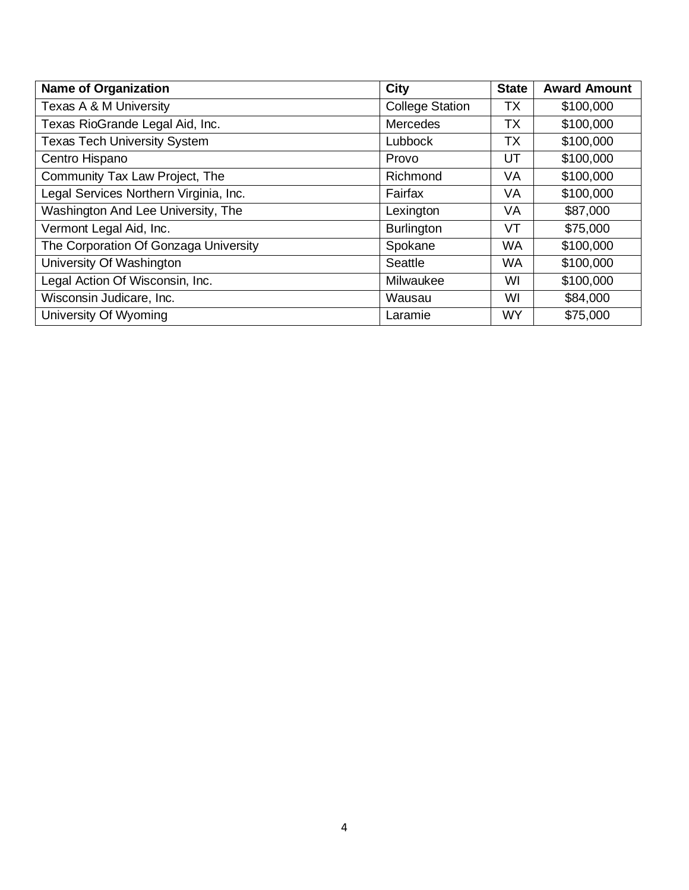| Name of Organization | City | State | Award Amount |
|---|---|---|---|
| Texas A & M University | College Station | TX | $100,000 |
| Texas RioGrande Legal Aid, Inc. | Mercedes | TX | $100,000 |
| Texas Tech University System | Lubbock | TX | $100,000 |
| Centro Hispano | Provo | UT | $100,000 |
| Community Tax Law Project, The | Richmond | VA | $100,000 |
| Legal Services Northern Virginia, Inc. | Fairfax | VA | $100,000 |
| Washington And Lee University, The | Lexington | VA | $87,000 |
| Vermont Legal Aid, Inc. | Burlington | VT | $75,000 |
| The Corporation Of Gonzaga University | Spokane | WA | $100,000 |
| University Of Washington | Seattle | WA | $100,000 |
| Legal Action Of Wisconsin, Inc. | Milwaukee | WI | $100,000 |
| Wisconsin Judicare, Inc. | Wausau | WI | $84,000 |
| University Of Wyoming | Laramie | WY | $75,000 |